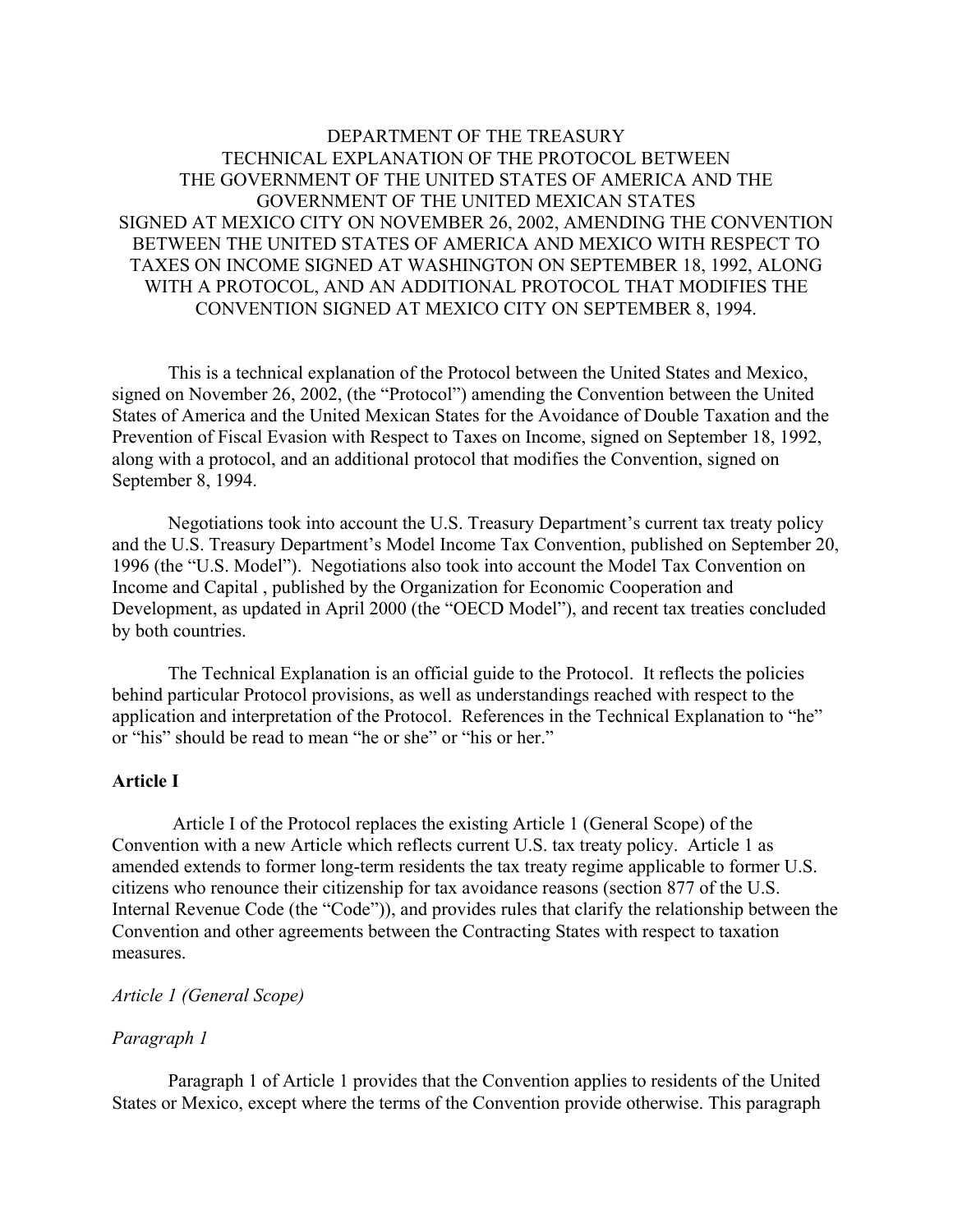# DEPARTMENT OF THE TREASURY TECHNICAL EXPLANATION OF THE PROTOCOL BETWEEN THE GOVERNMENT OF THE UNITED STATES OF AMERICA AND THE GOVERNMENT OF THE UNITED MEXICAN STATES SIGNED AT MEXICO CITY ON NOVEMBER 26, 2002, AMENDING THE CONVENTION BETWEEN THE UNITED STATES OF AMERICA AND MEXICO WITH RESPECT TO TAXES ON INCOME SIGNED AT WASHINGTON ON SEPTEMBER 18, 1992, ALONG WITH A PROTOCOL, AND AN ADDITIONAL PROTOCOL THAT MODIFIES THE CONVENTION SIGNED AT MEXICO CITY ON SEPTEMBER 8, 1994.

This is a technical explanation of the Protocol between the United States and Mexico, signed on November 26, 2002, (the "Protocol") amending the Convention between the United States of America and the United Mexican States for the Avoidance of Double Taxation and the Prevention of Fiscal Evasion with Respect to Taxes on Income, signed on September 18, 1992, along with a protocol, and an additional protocol that modifies the Convention, signed on September 8, 1994.

Negotiations took into account the U.S. Treasury Department's current tax treaty policy and the U.S. Treasury Department's Model Income Tax Convention, published on September 20, 1996 (the "U.S. Model"). Negotiations also took into account the Model Tax Convention on Income and Capital , published by the Organization for Economic Cooperation and Development, as updated in April 2000 (the "OECD Model"), and recent tax treaties concluded by both countries.

The Technical Explanation is an official guide to the Protocol. It reflects the policies behind particular Protocol provisions, as well as understandings reached with respect to the application and interpretation of the Protocol. References in the Technical Explanation to "he" or "his" should be read to mean "he or she" or "his or her."

## Article I

Article I of the Protocol replaces the existing Article 1 (General Scope) of the Convention with a new Article which reflects current U.S. tax treaty policy. Article 1 as amended extends to former long-term residents the tax treaty regime applicable to former U.S. citizens who renounce their citizenship for tax avoidance reasons (section 877 of the U.S. Internal Revenue Code (the "Code")), and provides rules that clarify the relationship between the Convention and other agreements between the Contracting States with respect to taxation measures.

*Article 1 (General Scope)*

*Paragraph 1*

Paragraph 1 of Article 1 provides that the Convention applies to residents of the United States or Mexico, except where the terms of the Convention provide otherwise. This paragraph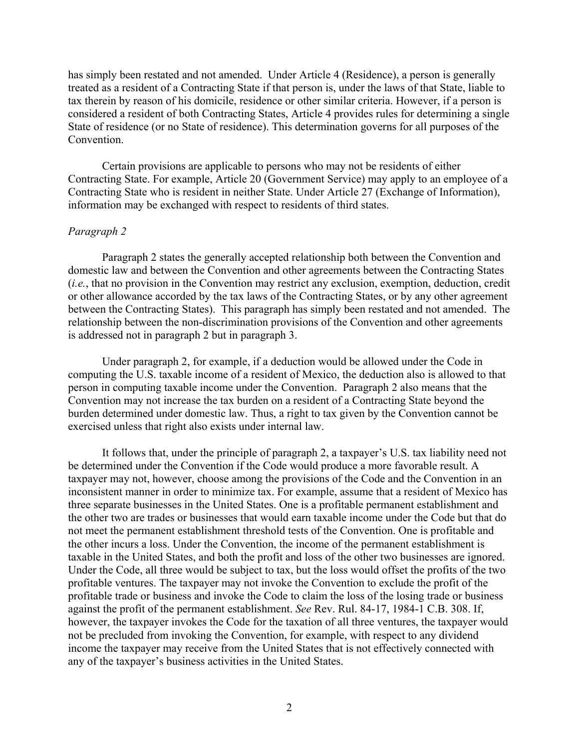has simply been restated and not amended. Under Article 4 (Residence), a person is generally treated as a resident of a Contracting State if that person is, under the laws of that State, liable to tax therein by reason of his domicile, residence or other similar criteria. However, if a person is considered a resident of both Contracting States, Article 4 provides rules for determining a single State of residence (or no State of residence). This determination governs for all purposes of the Convention.

Certain provisions are applicable to persons who may not be residents of either Contracting State. For example, Article 20 (Government Service) may apply to an employee of a Contracting State who is resident in neither State. Under Article 27 (Exchange of Information), information may be exchanged with respect to residents of third states.

*Paragraph 2*

Paragraph 2 states the generally accepted relationship both between the Convention and domestic law and between the Convention and other agreements between the Contracting States (*i.e.*, that no provision in the Convention may restrict any exclusion, exemption, deduction, credit or other allowance accorded by the tax laws of the Contracting States, or by any other agreement between the Contracting States). This paragraph has simply been restated and not amended. The relationship between the non-discrimination provisions of the Convention and other agreements is addressed not in paragraph 2 but in paragraph 3.

Under paragraph 2, for example, if a deduction would be allowed under the Code in computing the U.S. taxable income of a resident of Mexico, the deduction also is allowed to that person in computing taxable income under the Convention. Paragraph 2 also means that the Convention may not increase the tax burden on a resident of a Contracting State beyond the burden determined under domestic law. Thus, a right to tax given by the Convention cannot be exercised unless that right also exists under internal law.

It follows that, under the principle of paragraph 2, a taxpayer's U.S. tax liability need not be determined under the Convention if the Code would produce a more favorable result. A taxpayer may not, however, choose among the provisions of the Code and the Convention in an inconsistent manner in order to minimize tax. For example, assume that a resident of Mexico has three separate businesses in the United States. One is a profitable permanent establishment and the other two are trades or businesses that would earn taxable income under the Code but that do not meet the permanent establishment threshold tests of the Convention. One is profitable and the other incurs a loss. Under the Convention, the income of the permanent establishment is taxable in the United States, and both the profit and loss of the other two businesses are ignored. Under the Code, all three would be subject to tax, but the loss would offset the profits of the two profitable ventures. The taxpayer may not invoke the Convention to exclude the profit of the profitable trade or business and invoke the Code to claim the loss of the losing trade or business against the profit of the permanent establishment. *See* Rev. Rul. 84-17, 1984-1 C.B. 308. If, however, the taxpayer invokes the Code for the taxation of all three ventures, the taxpayer would not be precluded from invoking the Convention, for example, with respect to any dividend income the taxpayer may receive from the United States that is not effectively connected with any of the taxpayer's business activities in the United States.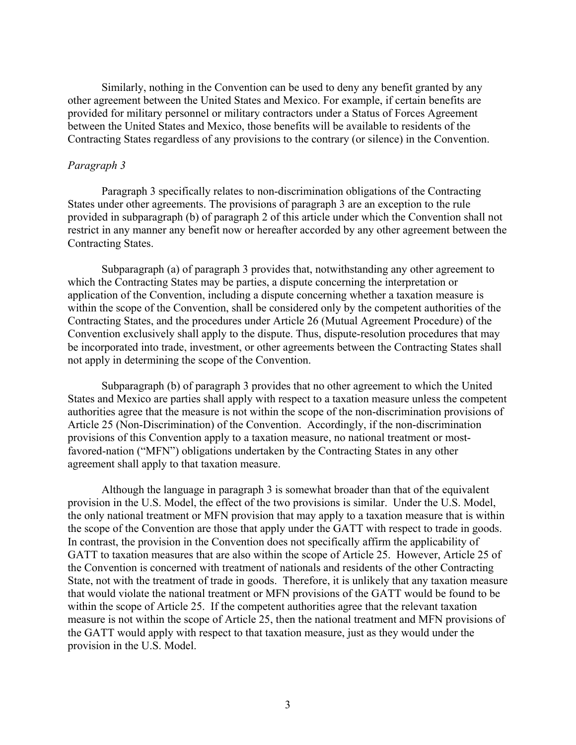Similarly, nothing in the Convention can be used to deny any benefit granted by any other agreement between the United States and Mexico. For example, if certain benefits are provided for military personnel or military contractors under a Status of Forces Agreement between the United States and Mexico, those benefits will be available to residents of the Contracting States regardless of any provisions to the contrary (or silence) in the Convention.

*Paragraph 3*

Paragraph 3 specifically relates to non-discrimination obligations of the Contracting States under other agreements. The provisions of paragraph 3 are an exception to the rule provided in subparagraph (b) of paragraph 2 of this article under which the Convention shall not restrict in any manner any benefit now or hereafter accorded by any other agreement between the Contracting States.

Subparagraph (a) of paragraph 3 provides that, notwithstanding any other agreement to which the Contracting States may be parties, a dispute concerning the interpretation or application of the Convention, including a dispute concerning whether a taxation measure is within the scope of the Convention, shall be considered only by the competent authorities of the Contracting States, and the procedures under Article 26 (Mutual Agreement Procedure) of the Convention exclusively shall apply to the dispute. Thus, dispute-resolution procedures that may be incorporated into trade, investment, or other agreements between the Contracting States shall not apply in determining the scope of the Convention.

Subparagraph (b) of paragraph 3 provides that no other agreement to which the United States and Mexico are parties shall apply with respect to a taxation measure unless the competent authorities agree that the measure is not within the scope of the non-discrimination provisions of Article 25 (Non-Discrimination) of the Convention. Accordingly, if the non-discrimination provisions of this Convention apply to a taxation measure, no national treatment or most-favored-nation ("MFN") obligations undertaken by the Contracting States in any other agreement shall apply to that taxation measure.

Although the language in paragraph 3 is somewhat broader than that of the equivalent provision in the U.S. Model, the effect of the two provisions is similar. Under the U.S. Model, the only national treatment or MFN provision that may apply to a taxation measure that is within the scope of the Convention are those that apply under the GATT with respect to trade in goods. In contrast, the provision in the Convention does not specifically affirm the applicability of GATT to taxation measures that are also within the scope of Article 25. However, Article 25 of the Convention is concerned with treatment of nationals and residents of the other Contracting State, not with the treatment of trade in goods. Therefore, it is unlikely that any taxation measure that would violate the national treatment or MFN provisions of the GATT would be found to be within the scope of Article 25. If the competent authorities agree that the relevant taxation measure is not within the scope of Article 25, then the national treatment and MFN provisions of the GATT would apply with respect to that taxation measure, just as they would under the provision in the U.S. Model.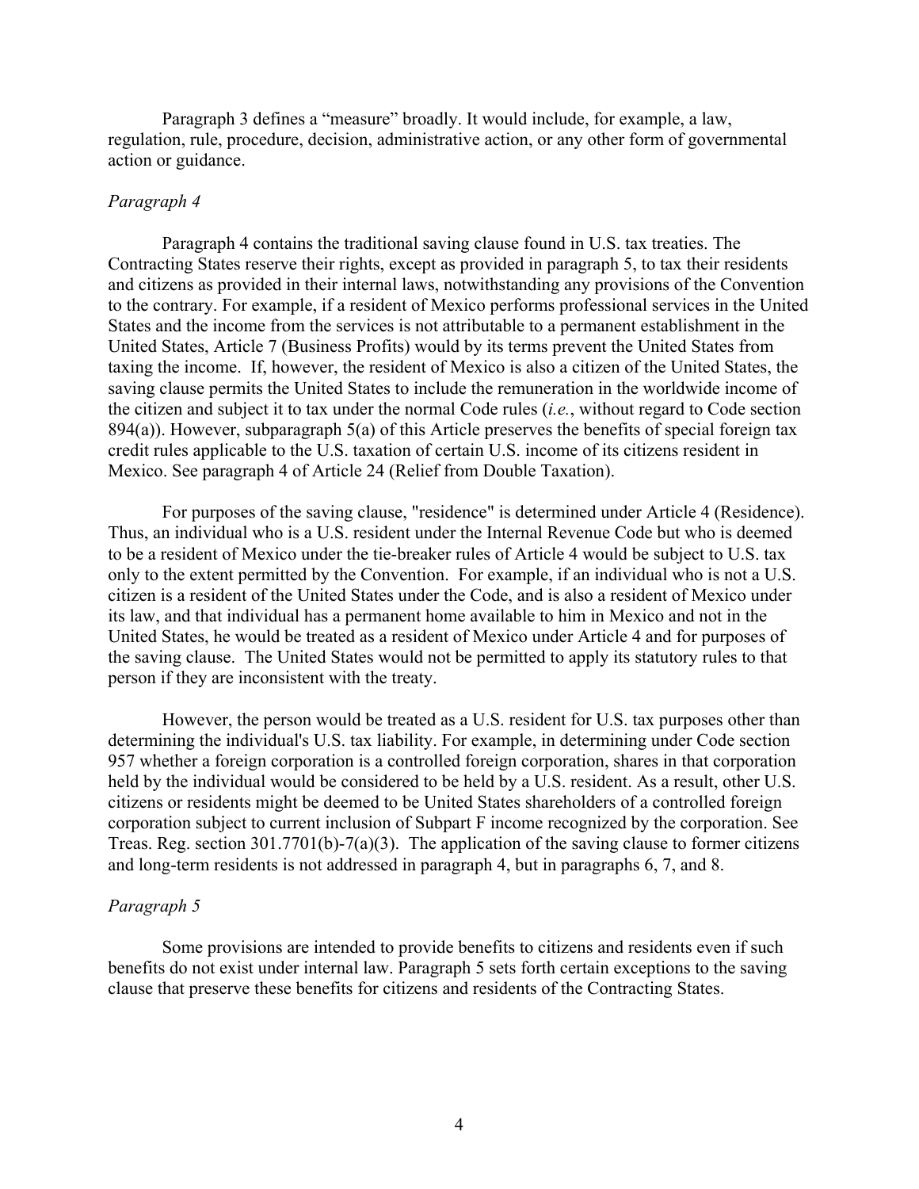Paragraph 3 defines a "measure" broadly. It would include, for example, a law, regulation, rule, procedure, decision, administrative action, or any other form of governmental action or guidance.

*Paragraph 4*

Paragraph 4 contains the traditional saving clause found in U.S. tax treaties. The Contracting States reserve their rights, except as provided in paragraph 5, to tax their residents and citizens as provided in their internal laws, notwithstanding any provisions of the Convention to the contrary. For example, if a resident of Mexico performs professional services in the United States and the income from the services is not attributable to a permanent establishment in the United States, Article 7 (Business Profits) would by its terms prevent the United States from taxing the income. If, however, the resident of Mexico is also a citizen of the United States, the saving clause permits the United States to include the remuneration in the worldwide income of the citizen and subject it to tax under the normal Code rules (*i.e.*, without regard to Code section 894(a)). However, subparagraph 5(a) of this Article preserves the benefits of special foreign tax credit rules applicable to the U.S. taxation of certain U.S. income of its citizens resident in Mexico. See paragraph 4 of Article 24 (Relief from Double Taxation).

For purposes of the saving clause, "residence" is determined under Article 4 (Residence). Thus, an individual who is a U.S. resident under the Internal Revenue Code but who is deemed to be a resident of Mexico under the tie-breaker rules of Article 4 would be subject to U.S. tax only to the extent permitted by the Convention. For example, if an individual who is not a U.S. citizen is a resident of the United States under the Code, and is also a resident of Mexico under its law, and that individual has a permanent home available to him in Mexico and not in the United States, he would be treated as a resident of Mexico under Article 4 and for purposes of the saving clause. The United States would not be permitted to apply its statutory rules to that person if they are inconsistent with the treaty.

However, the person would be treated as a U.S. resident for U.S. tax purposes other than determining the individual's U.S. tax liability. For example, in determining under Code section 957 whether a foreign corporation is a controlled foreign corporation, shares in that corporation held by the individual would be considered to be held by a U.S. resident. As a result, other U.S. citizens or residents might be deemed to be United States shareholders of a controlled foreign corporation subject to current inclusion of Subpart F income recognized by the corporation. See Treas. Reg. section 301.7701(b)-7(a)(3). The application of the saving clause to former citizens and long-term residents is not addressed in paragraph 4, but in paragraphs 6, 7, and 8.

*Paragraph 5*

Some provisions are intended to provide benefits to citizens and residents even if such benefits do not exist under internal law. Paragraph 5 sets forth certain exceptions to the saving clause that preserve these benefits for citizens and residents of the Contracting States.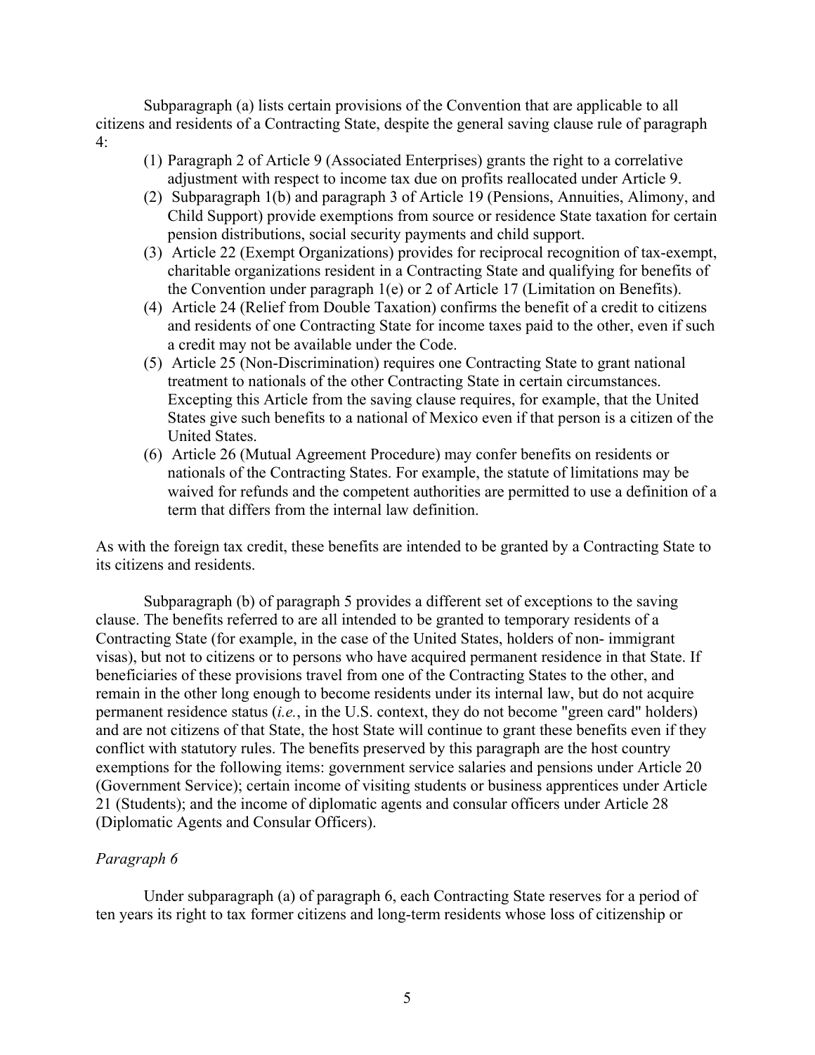Subparagraph (a) lists certain provisions of the Convention that are applicable to all citizens and residents of a Contracting State, despite the general saving clause rule of paragraph 4:

(1) Paragraph 2 of Article 9 (Associated Enterprises) grants the right to a correlative adjustment with respect to income tax due on profits reallocated under Article 9.

(2) Subparagraph 1(b) and paragraph 3 of Article 19 (Pensions, Annuities, Alimony, and Child Support) provide exemptions from source or residence State taxation for certain pension distributions, social security payments and child support.

(3) Article 22 (Exempt Organizations) provides for reciprocal recognition of tax-exempt, charitable organizations resident in a Contracting State and qualifying for benefits of the Convention under paragraph 1(e) or 2 of Article 17 (Limitation on Benefits).

(4) Article 24 (Relief from Double Taxation) confirms the benefit of a credit to citizens and residents of one Contracting State for income taxes paid to the other, even if such a credit may not be available under the Code.

(5) Article 25 (Non-Discrimination) requires one Contracting State to grant national treatment to nationals of the other Contracting State in certain circumstances. Excepting this Article from the saving clause requires, for example, that the United States give such benefits to a national of Mexico even if that person is a citizen of the United States.

(6) Article 26 (Mutual Agreement Procedure) may confer benefits on residents or nationals of the Contracting States. For example, the statute of limitations may be waived for refunds and the competent authorities are permitted to use a definition of a term that differs from the internal law definition.

As with the foreign tax credit, these benefits are intended to be granted by a Contracting State to its citizens and residents.

Subparagraph (b) of paragraph 5 provides a different set of exceptions to the saving clause. The benefits referred to are all intended to be granted to temporary residents of a Contracting State (for example, in the case of the United States, holders of non- immigrant visas), but not to citizens or to persons who have acquired permanent residence in that State. If beneficiaries of these provisions travel from one of the Contracting States to the other, and remain in the other long enough to become residents under its internal law, but do not acquire permanent residence status (*i.e.*, in the U.S. context, they do not become "green card" holders) and are not citizens of that State, the host State will continue to grant these benefits even if they conflict with statutory rules. The benefits preserved by this paragraph are the host country exemptions for the following items: government service salaries and pensions under Article 20 (Government Service); certain income of visiting students or business apprentices under Article 21 (Students); and the income of diplomatic agents and consular officers under Article 28 (Diplomatic Agents and Consular Officers).

*Paragraph 6*

Under subparagraph (a) of paragraph 6, each Contracting State reserves for a period of ten years its right to tax former citizens and long-term residents whose loss of citizenship or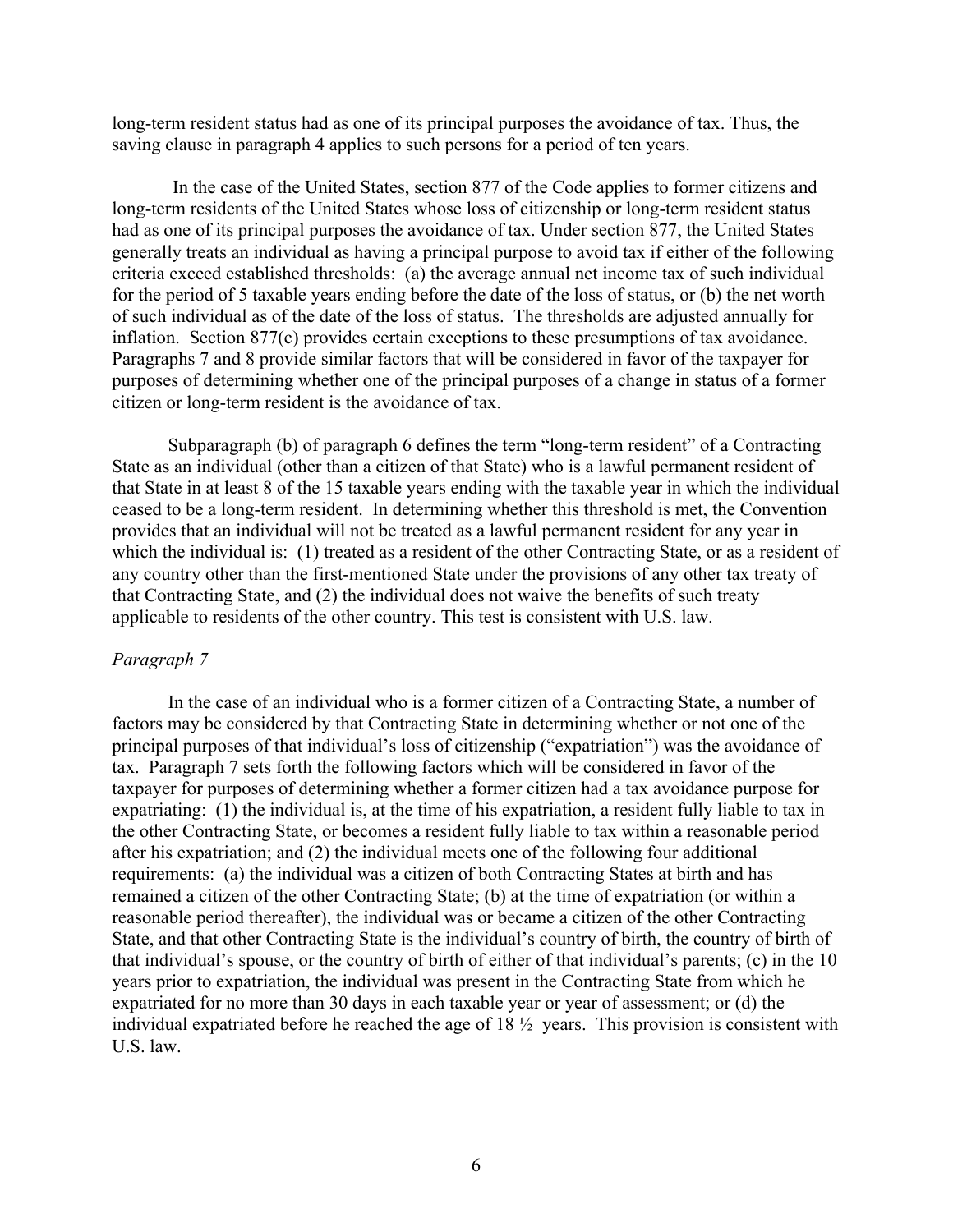long-term resident status had as one of its principal purposes the avoidance of tax. Thus, the saving clause in paragraph 4 applies to such persons for a period of ten years.

In the case of the United States, section 877 of the Code applies to former citizens and long-term residents of the United States whose loss of citizenship or long-term resident status had as one of its principal purposes the avoidance of tax. Under section 877, the United States generally treats an individual as having a principal purpose to avoid tax if either of the following criteria exceed established thresholds: (a) the average annual net income tax of such individual for the period of 5 taxable years ending before the date of the loss of status, or (b) the net worth of such individual as of the date of the loss of status. The thresholds are adjusted annually for inflation. Section 877(c) provides certain exceptions to these presumptions of tax avoidance. Paragraphs 7 and 8 provide similar factors that will be considered in favor of the taxpayer for purposes of determining whether one of the principal purposes of a change in status of a former citizen or long-term resident is the avoidance of tax.

Subparagraph (b) of paragraph 6 defines the term "long-term resident" of a Contracting State as an individual (other than a citizen of that State) who is a lawful permanent resident of that State in at least 8 of the 15 taxable years ending with the taxable year in which the individual ceased to be a long-term resident. In determining whether this threshold is met, the Convention provides that an individual will not be treated as a lawful permanent resident for any year in which the individual is: (1) treated as a resident of the other Contracting State, or as a resident of any country other than the first-mentioned State under the provisions of any other tax treaty of that Contracting State, and (2) the individual does not waive the benefits of such treaty applicable to residents of the other country. This test is consistent with U.S. law.

*Paragraph 7*

In the case of an individual who is a former citizen of a Contracting State, a number of factors may be considered by that Contracting State in determining whether or not one of the principal purposes of that individual's loss of citizenship ("expatriation") was the avoidance of tax. Paragraph 7 sets forth the following factors which will be considered in favor of the taxpayer for purposes of determining whether a former citizen had a tax avoidance purpose for expatriating: (1) the individual is, at the time of his expatriation, a resident fully liable to tax in the other Contracting State, or becomes a resident fully liable to tax within a reasonable period after his expatriation; and (2) the individual meets one of the following four additional requirements: (a) the individual was a citizen of both Contracting States at birth and has remained a citizen of the other Contracting State; (b) at the time of expatriation (or within a reasonable period thereafter), the individual was or became a citizen of the other Contracting State, and that other Contracting State is the individual's country of birth, the country of birth of that individual's spouse, or the country of birth of either of that individual's parents; (c) in the 10 years prior to expatriation, the individual was present in the Contracting State from which he expatriated for no more than 30 days in each taxable year or year of assessment; or (d) the individual expatriated before he reached the age of 18 ½ years. This provision is consistent with U.S. law.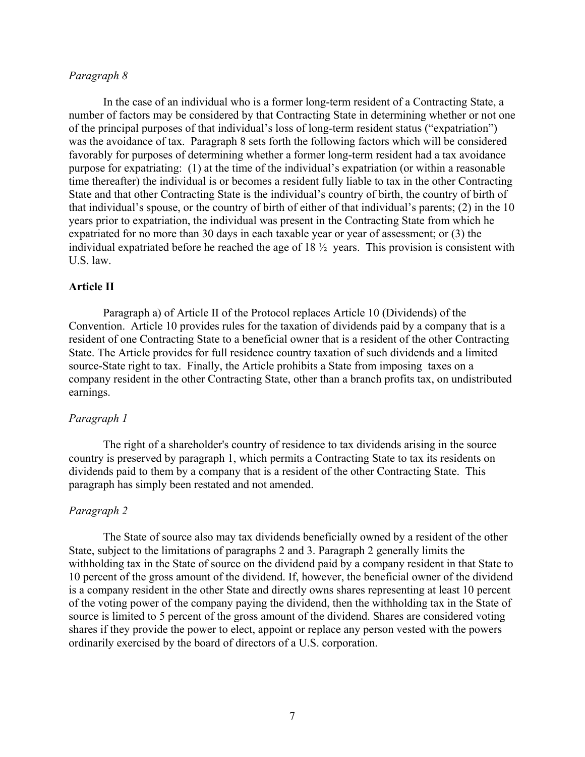*Paragraph 8*

In the case of an individual who is a former long-term resident of a Contracting State, a number of factors may be considered by that Contracting State in determining whether or not one of the principal purposes of that individual's loss of long-term resident status ("expatriation") was the avoidance of tax. Paragraph 8 sets forth the following factors which will be considered favorably for purposes of determining whether a former long-term resident had a tax avoidance purpose for expatriating: (1) at the time of the individual's expatriation (or within a reasonable time thereafter) the individual is or becomes a resident fully liable to tax in the other Contracting State and that other Contracting State is the individual's country of birth, the country of birth of that individual's spouse, or the country of birth of either of that individual's parents; (2) in the 10 years prior to expatriation, the individual was present in the Contracting State from which he expatriated for no more than 30 days in each taxable year or year of assessment; or (3) the individual expatriated before he reached the age of 18 ½ years. This provision is consistent with U.S. law.

**Article II**

Paragraph a) of Article II of the Protocol replaces Article 10 (Dividends) of the Convention. Article 10 provides rules for the taxation of dividends paid by a company that is a resident of one Contracting State to a beneficial owner that is a resident of the other Contracting State. The Article provides for full residence country taxation of such dividends and a limited source-State right to tax. Finally, the Article prohibits a State from imposing taxes on a company resident in the other Contracting State, other than a branch profits tax, on undistributed earnings.

*Paragraph 1*

The right of a shareholder's country of residence to tax dividends arising in the source country is preserved by paragraph 1, which permits a Contracting State to tax its residents on dividends paid to them by a company that is a resident of the other Contracting State. This paragraph has simply been restated and not amended.

*Paragraph 2*

The State of source also may tax dividends beneficially owned by a resident of the other State, subject to the limitations of paragraphs 2 and 3. Paragraph 2 generally limits the withholding tax in the State of source on the dividend paid by a company resident in that State to 10 percent of the gross amount of the dividend. If, however, the beneficial owner of the dividend is a company resident in the other State and directly owns shares representing at least 10 percent of the voting power of the company paying the dividend, then the withholding tax in the State of source is limited to 5 percent of the gross amount of the dividend. Shares are considered voting shares if they provide the power to elect, appoint or replace any person vested with the powers ordinarily exercised by the board of directors of a U.S. corporation.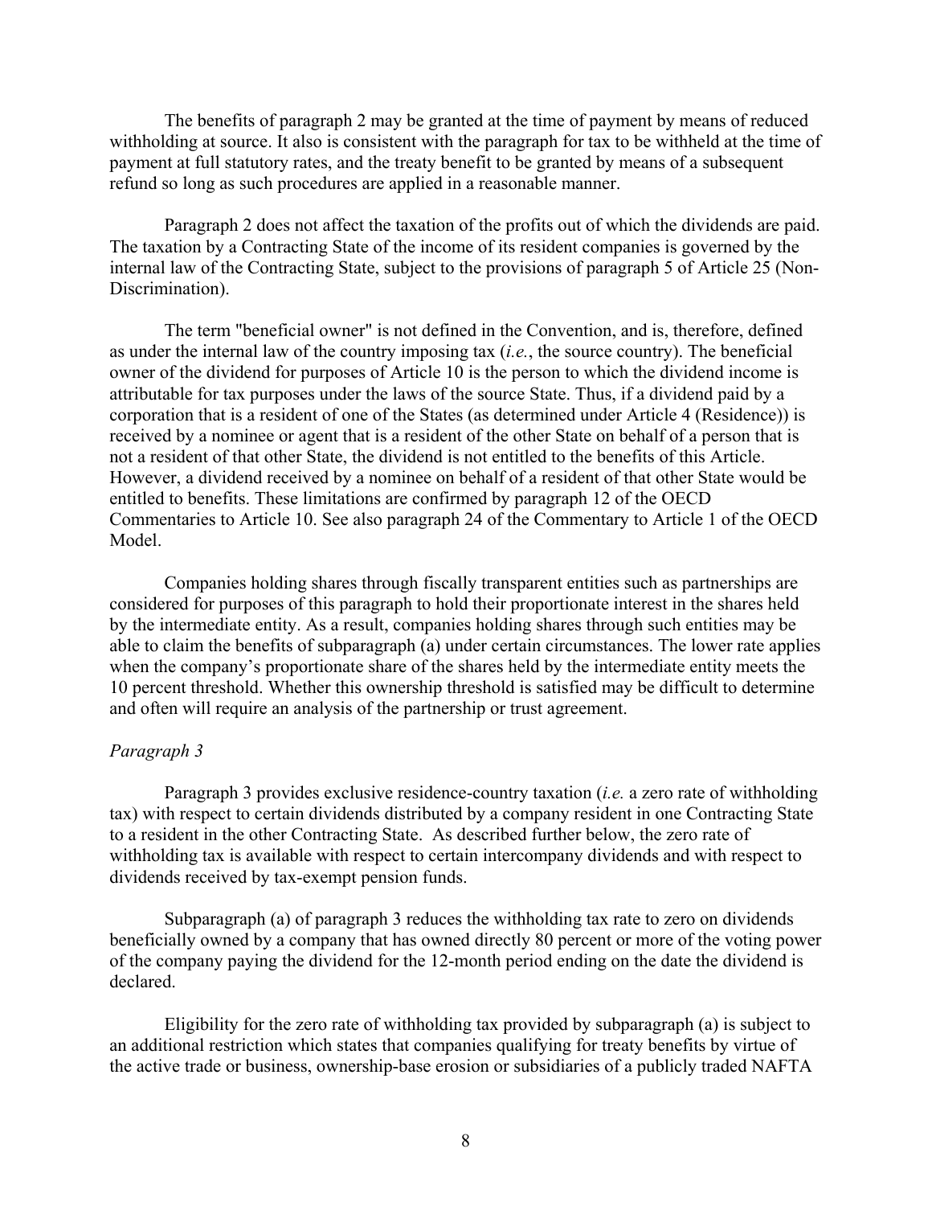The benefits of paragraph 2 may be granted at the time of payment by means of reduced withholding at source. It also is consistent with the paragraph for tax to be withheld at the time of payment at full statutory rates, and the treaty benefit to be granted by means of a subsequent refund so long as such procedures are applied in a reasonable manner.

Paragraph 2 does not affect the taxation of the profits out of which the dividends are paid. The taxation by a Contracting State of the income of its resident companies is governed by the internal law of the Contracting State, subject to the provisions of paragraph 5 of Article 25 (Non-Discrimination).

The term "beneficial owner" is not defined in the Convention, and is, therefore, defined as under the internal law of the country imposing tax (*i.e.*, the source country). The beneficial owner of the dividend for purposes of Article 10 is the person to which the dividend income is attributable for tax purposes under the laws of the source State. Thus, if a dividend paid by a corporation that is a resident of one of the States (as determined under Article 4 (Residence)) is received by a nominee or agent that is a resident of the other State on behalf of a person that is not a resident of that other State, the dividend is not entitled to the benefits of this Article. However, a dividend received by a nominee on behalf of a resident of that other State would be entitled to benefits. These limitations are confirmed by paragraph 12 of the OECD Commentaries to Article 10. See also paragraph 24 of the Commentary to Article 1 of the OECD Model.

Companies holding shares through fiscally transparent entities such as partnerships are considered for purposes of this paragraph to hold their proportionate interest in the shares held by the intermediate entity. As a result, companies holding shares through such entities may be able to claim the benefits of subparagraph (a) under certain circumstances. The lower rate applies when the company's proportionate share of the shares held by the intermediate entity meets the 10 percent threshold. Whether this ownership threshold is satisfied may be difficult to determine and often will require an analysis of the partnership or trust agreement.

*Paragraph 3*

Paragraph 3 provides exclusive residence-country taxation (*i.e.* a zero rate of withholding tax) with respect to certain dividends distributed by a company resident in one Contracting State to a resident in the other Contracting State. As described further below, the zero rate of withholding tax is available with respect to certain intercompany dividends and with respect to dividends received by tax-exempt pension funds.

Subparagraph (a) of paragraph 3 reduces the withholding tax rate to zero on dividends beneficially owned by a company that has owned directly 80 percent or more of the voting power of the company paying the dividend for the 12-month period ending on the date the dividend is declared.

Eligibility for the zero rate of withholding tax provided by subparagraph (a) is subject to an additional restriction which states that companies qualifying for treaty benefits by virtue of the active trade or business, ownership-base erosion or subsidiaries of a publicly traded NAFTA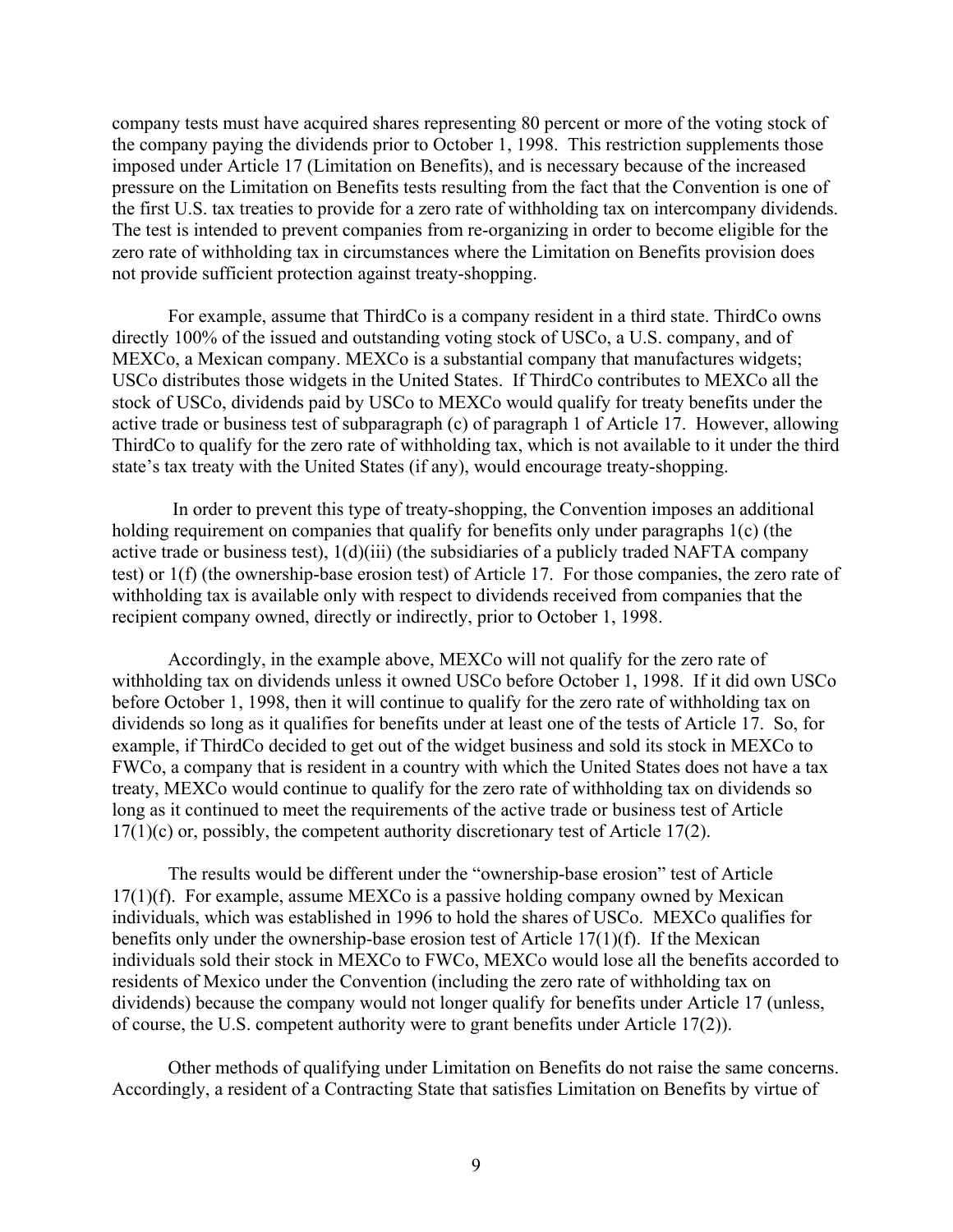company tests must have acquired shares representing 80 percent or more of the voting stock of the company paying the dividends prior to October 1, 1998. This restriction supplements those imposed under Article 17 (Limitation on Benefits), and is necessary because of the increased pressure on the Limitation on Benefits tests resulting from the fact that the Convention is one of the first U.S. tax treaties to provide for a zero rate of withholding tax on intercompany dividends. The test is intended to prevent companies from re-organizing in order to become eligible for the zero rate of withholding tax in circumstances where the Limitation on Benefits provision does not provide sufficient protection against treaty-shopping.

For example, assume that ThirdCo is a company resident in a third state. ThirdCo owns directly 100% of the issued and outstanding voting stock of USCo, a U.S. company, and of MEXCo, a Mexican company. MEXCo is a substantial company that manufactures widgets; USCo distributes those widgets in the United States. If ThirdCo contributes to MEXCo all the stock of USCo, dividends paid by USCo to MEXCo would qualify for treaty benefits under the active trade or business test of subparagraph (c) of paragraph 1 of Article 17. However, allowing ThirdCo to qualify for the zero rate of withholding tax, which is not available to it under the third state's tax treaty with the United States (if any), would encourage treaty-shopping.

In order to prevent this type of treaty-shopping, the Convention imposes an additional holding requirement on companies that qualify for benefits only under paragraphs 1(c) (the active trade or business test), 1(d)(iii) (the subsidiaries of a publicly traded NAFTA company test) or 1(f) (the ownership-base erosion test) of Article 17. For those companies, the zero rate of withholding tax is available only with respect to dividends received from companies that the recipient company owned, directly or indirectly, prior to October 1, 1998.

Accordingly, in the example above, MEXCo will not qualify for the zero rate of withholding tax on dividends unless it owned USCo before October 1, 1998. If it did own USCo before October 1, 1998, then it will continue to qualify for the zero rate of withholding tax on dividends so long as it qualifies for benefits under at least one of the tests of Article 17. So, for example, if ThirdCo decided to get out of the widget business and sold its stock in MEXCo to FWCo, a company that is resident in a country with which the United States does not have a tax treaty, MEXCo would continue to qualify for the zero rate of withholding tax on dividends so long as it continued to meet the requirements of the active trade or business test of Article 17(1)(c) or, possibly, the competent authority discretionary test of Article 17(2).

The results would be different under the "ownership-base erosion" test of Article 17(1)(f). For example, assume MEXCo is a passive holding company owned by Mexican individuals, which was established in 1996 to hold the shares of USCo. MEXCo qualifies for benefits only under the ownership-base erosion test of Article 17(1)(f). If the Mexican individuals sold their stock in MEXCo to FWCo, MEXCo would lose all the benefits accorded to residents of Mexico under the Convention (including the zero rate of withholding tax on dividends) because the company would not longer qualify for benefits under Article 17 (unless, of course, the U.S. competent authority were to grant benefits under Article 17(2)).

Other methods of qualifying under Limitation on Benefits do not raise the same concerns. Accordingly, a resident of a Contracting State that satisfies Limitation on Benefits by virtue of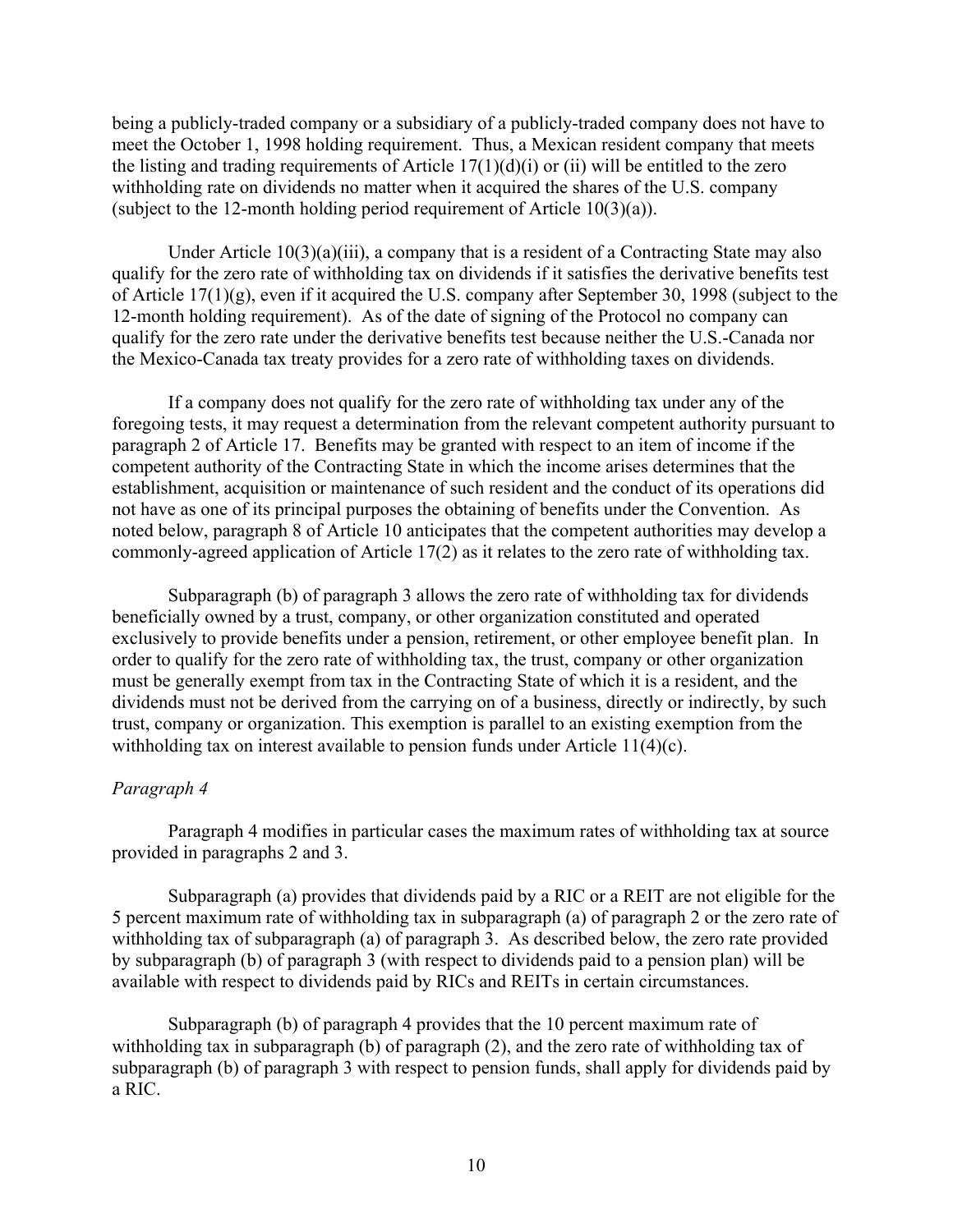being a publicly-traded company or a subsidiary of a publicly-traded company does not have to meet the October 1, 1998 holding requirement. Thus, a Mexican resident company that meets the listing and trading requirements of Article 17(1)(d)(i) or (ii) will be entitled to the zero withholding rate on dividends no matter when it acquired the shares of the U.S. company (subject to the 12-month holding period requirement of Article 10(3)(a)).

Under Article 10(3)(a)(iii), a company that is a resident of a Contracting State may also qualify for the zero rate of withholding tax on dividends if it satisfies the derivative benefits test of Article 17(1)(g), even if it acquired the U.S. company after September 30, 1998 (subject to the 12-month holding requirement). As of the date of signing of the Protocol no company can qualify for the zero rate under the derivative benefits test because neither the U.S.-Canada nor the Mexico-Canada tax treaty provides for a zero rate of withholding taxes on dividends.

If a company does not qualify for the zero rate of withholding tax under any of the foregoing tests, it may request a determination from the relevant competent authority pursuant to paragraph 2 of Article 17. Benefits may be granted with respect to an item of income if the competent authority of the Contracting State in which the income arises determines that the establishment, acquisition or maintenance of such resident and the conduct of its operations did not have as one of its principal purposes the obtaining of benefits under the Convention. As noted below, paragraph 8 of Article 10 anticipates that the competent authorities may develop a commonly-agreed application of Article 17(2) as it relates to the zero rate of withholding tax.

Subparagraph (b) of paragraph 3 allows the zero rate of withholding tax for dividends beneficially owned by a trust, company, or other organization constituted and operated exclusively to provide benefits under a pension, retirement, or other employee benefit plan. In order to qualify for the zero rate of withholding tax, the trust, company or other organization must be generally exempt from tax in the Contracting State of which it is a resident, and the dividends must not be derived from the carrying on of a business, directly or indirectly, by such trust, company or organization. This exemption is parallel to an existing exemption from the withholding tax on interest available to pension funds under Article 11(4)(c).

*Paragraph 4*

Paragraph 4 modifies in particular cases the maximum rates of withholding tax at source provided in paragraphs 2 and 3.

Subparagraph (a) provides that dividends paid by a RIC or a REIT are not eligible for the 5 percent maximum rate of withholding tax in subparagraph (a) of paragraph 2 or the zero rate of withholding tax of subparagraph (a) of paragraph 3. As described below, the zero rate provided by subparagraph (b) of paragraph 3 (with respect to dividends paid to a pension plan) will be available with respect to dividends paid by RICs and REITs in certain circumstances.

Subparagraph (b) of paragraph 4 provides that the 10 percent maximum rate of withholding tax in subparagraph (b) of paragraph (2), and the zero rate of withholding tax of subparagraph (b) of paragraph 3 with respect to pension funds, shall apply for dividends paid by a RIC.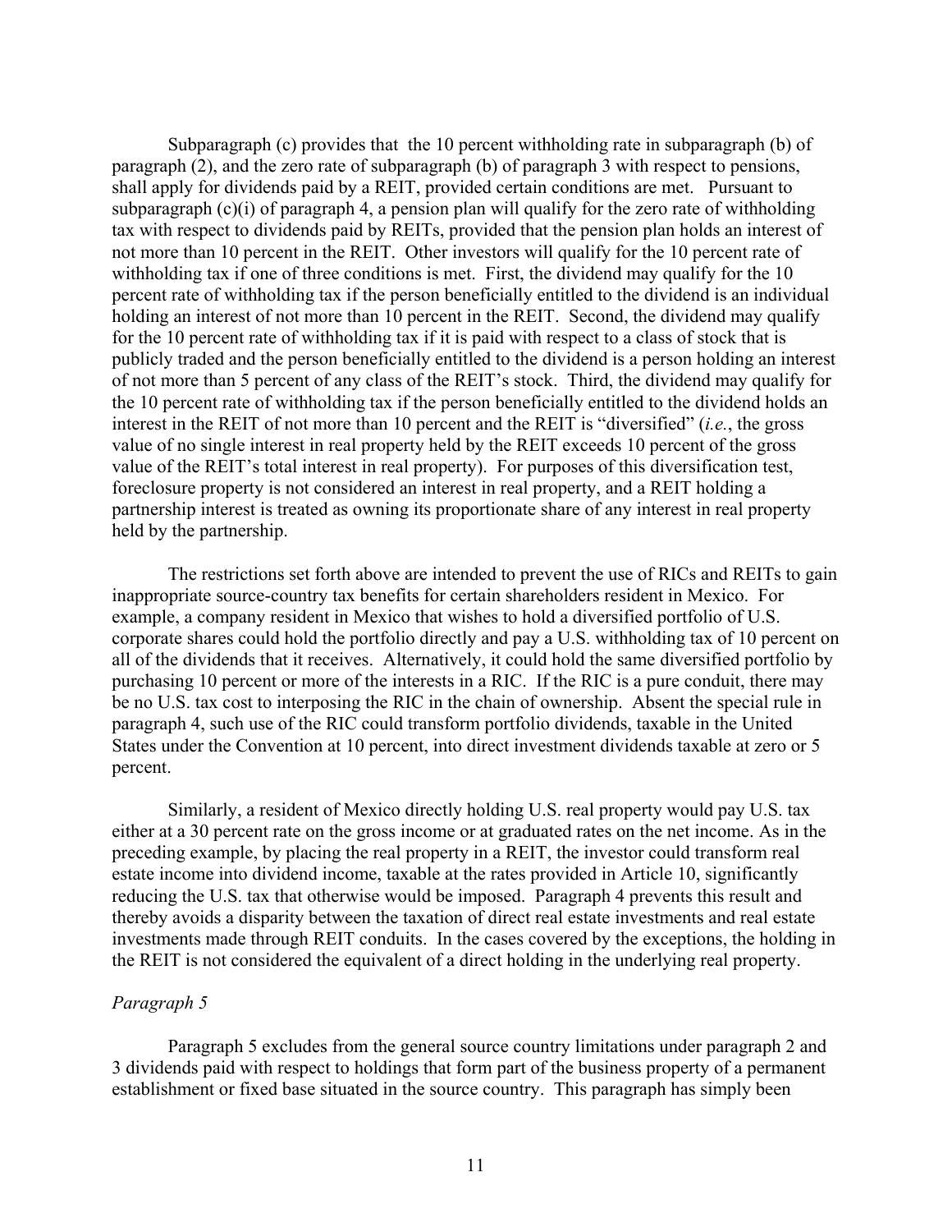Subparagraph (c) provides that the 10 percent withholding rate in subparagraph (b) of paragraph (2), and the zero rate of subparagraph (b) of paragraph 3 with respect to pensions, shall apply for dividends paid by a REIT, provided certain conditions are met. Pursuant to subparagraph (c)(i) of paragraph 4, a pension plan will qualify for the zero rate of withholding tax with respect to dividends paid by REITs, provided that the pension plan holds an interest of not more than 10 percent in the REIT. Other investors will qualify for the 10 percent rate of withholding tax if one of three conditions is met. First, the dividend may qualify for the 10 percent rate of withholding tax if the person beneficially entitled to the dividend is an individual holding an interest of not more than 10 percent in the REIT. Second, the dividend may qualify for the 10 percent rate of withholding tax if it is paid with respect to a class of stock that is publicly traded and the person beneficially entitled to the dividend is a person holding an interest of not more than 5 percent of any class of the REIT's stock. Third, the dividend may qualify for the 10 percent rate of withholding tax if the person beneficially entitled to the dividend holds an interest in the REIT of not more than 10 percent and the REIT is "diversified" (*i.e.*, the gross value of no single interest in real property held by the REIT exceeds 10 percent of the gross value of the REIT's total interest in real property). For purposes of this diversification test, foreclosure property is not considered an interest in real property, and a REIT holding a partnership interest is treated as owning its proportionate share of any interest in real property held by the partnership.

The restrictions set forth above are intended to prevent the use of RICs and REITs to gain inappropriate source-country tax benefits for certain shareholders resident in Mexico. For example, a company resident in Mexico that wishes to hold a diversified portfolio of U.S. corporate shares could hold the portfolio directly and pay a U.S. withholding tax of 10 percent on all of the dividends that it receives. Alternatively, it could hold the same diversified portfolio by purchasing 10 percent or more of the interests in a RIC. If the RIC is a pure conduit, there may be no U.S. tax cost to interposing the RIC in the chain of ownership. Absent the special rule in paragraph 4, such use of the RIC could transform portfolio dividends, taxable in the United States under the Convention at 10 percent, into direct investment dividends taxable at zero or 5 percent.

Similarly, a resident of Mexico directly holding U.S. real property would pay U.S. tax either at a 30 percent rate on the gross income or at graduated rates on the net income. As in the preceding example, by placing the real property in a REIT, the investor could transform real estate income into dividend income, taxable at the rates provided in Article 10, significantly reducing the U.S. tax that otherwise would be imposed. Paragraph 4 prevents this result and thereby avoids a disparity between the taxation of direct real estate investments and real estate investments made through REIT conduits. In the cases covered by the exceptions, the holding in the REIT is not considered the equivalent of a direct holding in the underlying real property.

*Paragraph 5*

Paragraph 5 excludes from the general source country limitations under paragraph 2 and 3 dividends paid with respect to holdings that form part of the business property of a permanent establishment or fixed base situated in the source country. This paragraph has simply been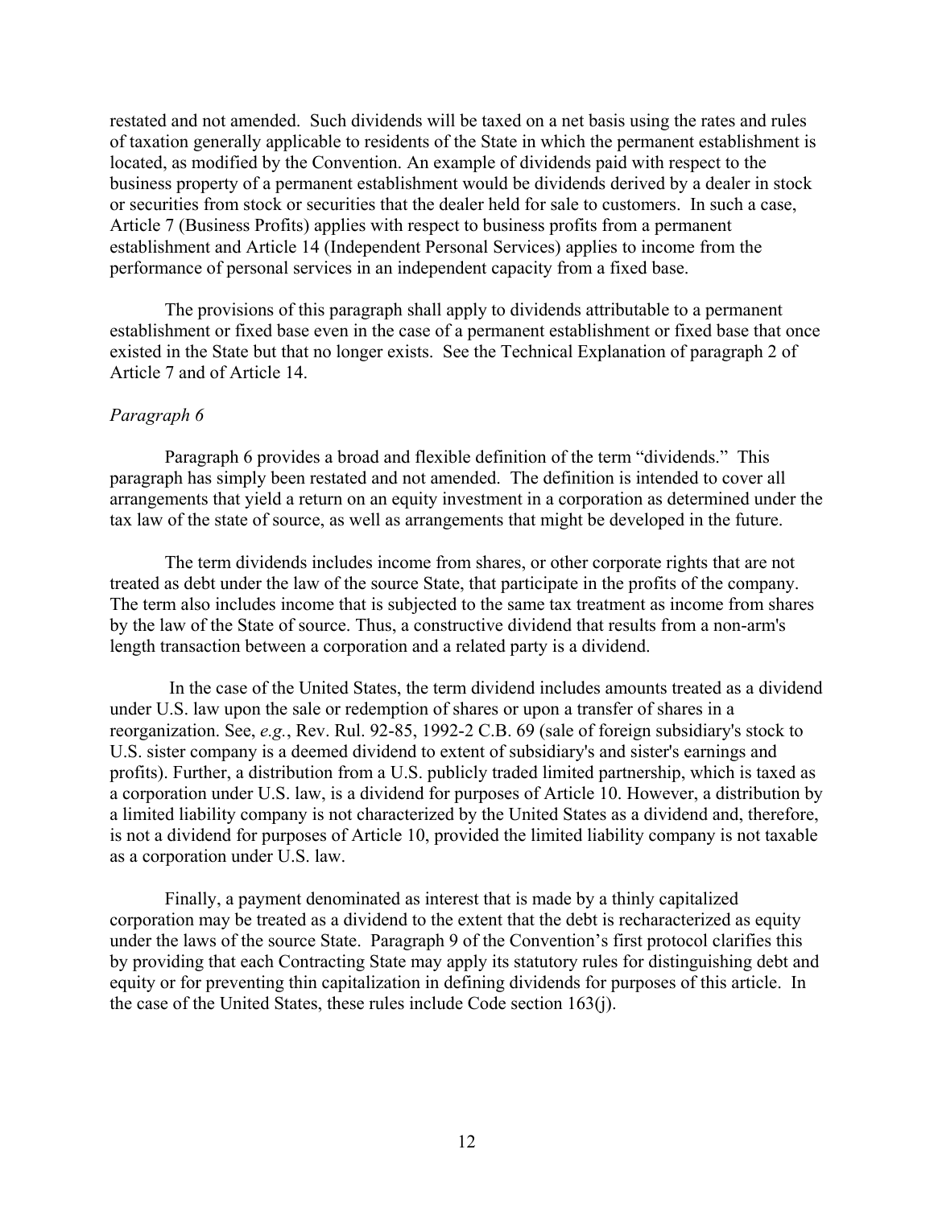restated and not amended. Such dividends will be taxed on a net basis using the rates and rules of taxation generally applicable to residents of the State in which the permanent establishment is located, as modified by the Convention. An example of dividends paid with respect to the business property of a permanent establishment would be dividends derived by a dealer in stock or securities from stock or securities that the dealer held for sale to customers. In such a case, Article 7 (Business Profits) applies with respect to business profits from a permanent establishment and Article 14 (Independent Personal Services) applies to income from the performance of personal services in an independent capacity from a fixed base.

The provisions of this paragraph shall apply to dividends attributable to a permanent establishment or fixed base even in the case of a permanent establishment or fixed base that once existed in the State but that no longer exists. See the Technical Explanation of paragraph 2 of Article 7 and of Article 14.

*Paragraph 6*

Paragraph 6 provides a broad and flexible definition of the term "dividends." This paragraph has simply been restated and not amended. The definition is intended to cover all arrangements that yield a return on an equity investment in a corporation as determined under the tax law of the state of source, as well as arrangements that might be developed in the future.

The term dividends includes income from shares, or other corporate rights that are not treated as debt under the law of the source State, that participate in the profits of the company. The term also includes income that is subjected to the same tax treatment as income from shares by the law of the State of source. Thus, a constructive dividend that results from a non-arm's length transaction between a corporation and a related party is a dividend.

In the case of the United States, the term dividend includes amounts treated as a dividend under U.S. law upon the sale or redemption of shares or upon a transfer of shares in a reorganization. See, *e.g.*, Rev. Rul. 92-85, 1992-2 C.B. 69 (sale of foreign subsidiary's stock to U.S. sister company is a deemed dividend to extent of subsidiary's and sister's earnings and profits). Further, a distribution from a U.S. publicly traded limited partnership, which is taxed as a corporation under U.S. law, is a dividend for purposes of Article 10. However, a distribution by a limited liability company is not characterized by the United States as a dividend and, therefore, is not a dividend for purposes of Article 10, provided the limited liability company is not taxable as a corporation under U.S. law.

Finally, a payment denominated as interest that is made by a thinly capitalized corporation may be treated as a dividend to the extent that the debt is recharacterized as equity under the laws of the source State. Paragraph 9 of the Convention's first protocol clarifies this by providing that each Contracting State may apply its statutory rules for distinguishing debt and equity or for preventing thin capitalization in defining dividends for purposes of this article. In the case of the United States, these rules include Code section 163(j).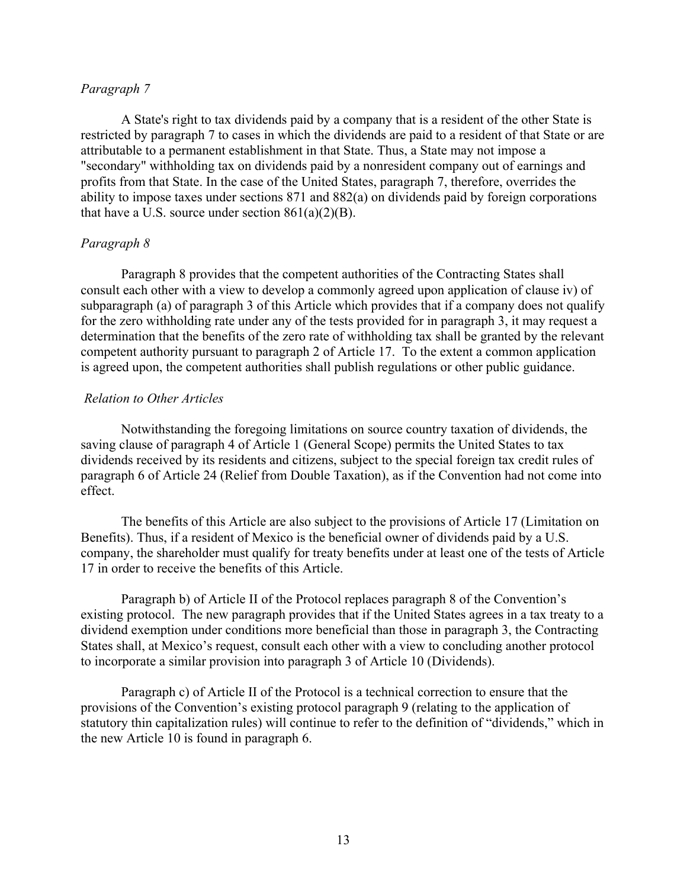*Paragraph 7*

A State's right to tax dividends paid by a company that is a resident of the other State is restricted by paragraph 7 to cases in which the dividends are paid to a resident of that State or are attributable to a permanent establishment in that State. Thus, a State may not impose a "secondary" withholding tax on dividends paid by a nonresident company out of earnings and profits from that State. In the case of the United States, paragraph 7, therefore, overrides the ability to impose taxes under sections 871 and 882(a) on dividends paid by foreign corporations that have a U.S. source under section 861(a)(2)(B).

*Paragraph 8*

Paragraph 8 provides that the competent authorities of the Contracting States shall consult each other with a view to develop a commonly agreed upon application of clause iv) of subparagraph (a) of paragraph 3 of this Article which provides that if a company does not qualify for the zero withholding rate under any of the tests provided for in paragraph 3, it may request a determination that the benefits of the zero rate of withholding tax shall be granted by the relevant competent authority pursuant to paragraph 2 of Article 17. To the extent a common application is agreed upon, the competent authorities shall publish regulations or other public guidance.

*Relation to Other Articles*

Notwithstanding the foregoing limitations on source country taxation of dividends, the saving clause of paragraph 4 of Article 1 (General Scope) permits the United States to tax dividends received by its residents and citizens, subject to the special foreign tax credit rules of paragraph 6 of Article 24 (Relief from Double Taxation), as if the Convention had not come into effect.

The benefits of this Article are also subject to the provisions of Article 17 (Limitation on Benefits). Thus, if a resident of Mexico is the beneficial owner of dividends paid by a U.S. company, the shareholder must qualify for treaty benefits under at least one of the tests of Article 17 in order to receive the benefits of this Article.

Paragraph b) of Article II of the Protocol replaces paragraph 8 of the Convention's existing protocol. The new paragraph provides that if the United States agrees in a tax treaty to a dividend exemption under conditions more beneficial than those in paragraph 3, the Contracting States shall, at Mexico's request, consult each other with a view to concluding another protocol to incorporate a similar provision into paragraph 3 of Article 10 (Dividends).

Paragraph c) of Article II of the Protocol is a technical correction to ensure that the provisions of the Convention's existing protocol paragraph 9 (relating to the application of statutory thin capitalization rules) will continue to refer to the definition of "dividends," which in the new Article 10 is found in paragraph 6.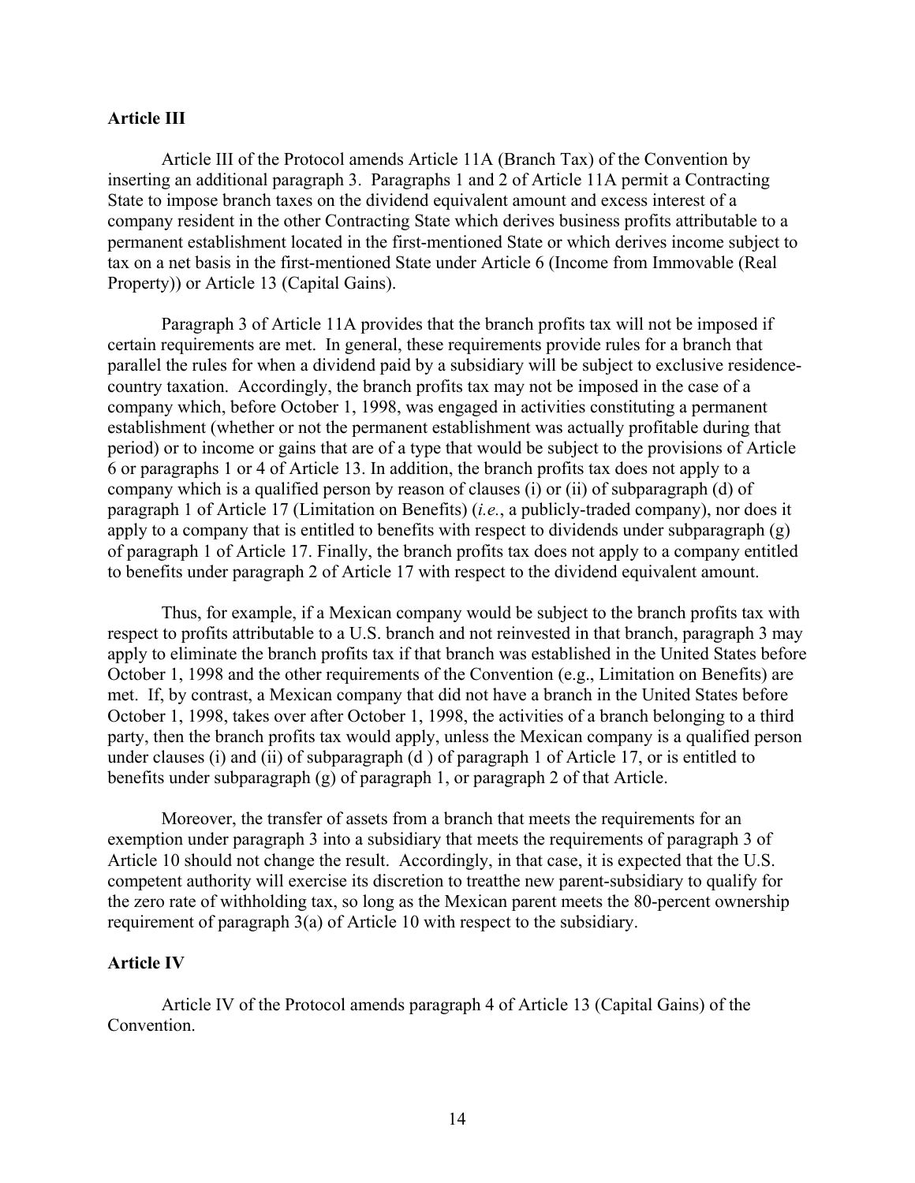**Article III**

Article III of the Protocol amends Article 11A (Branch Tax) of the Convention by inserting an additional paragraph 3. Paragraphs 1 and 2 of Article 11A permit a Contracting State to impose branch taxes on the dividend equivalent amount and excess interest of a company resident in the other Contracting State which derives business profits attributable to a permanent establishment located in the first-mentioned State or which derives income subject to tax on a net basis in the first-mentioned State under Article 6 (Income from Immovable (Real Property)) or Article 13 (Capital Gains).

Paragraph 3 of Article 11A provides that the branch profits tax will not be imposed if certain requirements are met. In general, these requirements provide rules for a branch that parallel the rules for when a dividend paid by a subsidiary will be subject to exclusive residence-country taxation. Accordingly, the branch profits tax may not be imposed in the case of a company which, before October 1, 1998, was engaged in activities constituting a permanent establishment (whether or not the permanent establishment was actually profitable during that period) or to income or gains that are of a type that would be subject to the provisions of Article 6 or paragraphs 1 or 4 of Article 13. In addition, the branch profits tax does not apply to a company which is a qualified person by reason of clauses (i) or (ii) of subparagraph (d) of paragraph 1 of Article 17 (Limitation on Benefits) (*i.e.*, a publicly-traded company), nor does it apply to a company that is entitled to benefits with respect to dividends under subparagraph (g) of paragraph 1 of Article 17. Finally, the branch profits tax does not apply to a company entitled to benefits under paragraph 2 of Article 17 with respect to the dividend equivalent amount.

Thus, for example, if a Mexican company would be subject to the branch profits tax with respect to profits attributable to a U.S. branch and not reinvested in that branch, paragraph 3 may apply to eliminate the branch profits tax if that branch was established in the United States before October 1, 1998 and the other requirements of the Convention (e.g., Limitation on Benefits) are met. If, by contrast, a Mexican company that did not have a branch in the United States before October 1, 1998, takes over after October 1, 1998, the activities of a branch belonging to a third party, then the branch profits tax would apply, unless the Mexican company is a qualified person under clauses (i) and (ii) of subparagraph (d ) of paragraph 1 of Article 17, or is entitled to benefits under subparagraph (g) of paragraph 1, or paragraph 2 of that Article.

Moreover, the transfer of assets from a branch that meets the requirements for an exemption under paragraph 3 into a subsidiary that meets the requirements of paragraph 3 of Article 10 should not change the result. Accordingly, in that case, it is expected that the U.S. competent authority will exercise its discretion to treatthe new parent-subsidiary to qualify for the zero rate of withholding tax, so long as the Mexican parent meets the 80-percent ownership requirement of paragraph 3(a) of Article 10 with respect to the subsidiary.

**Article IV**

Article IV of the Protocol amends paragraph 4 of Article 13 (Capital Gains) of the Convention.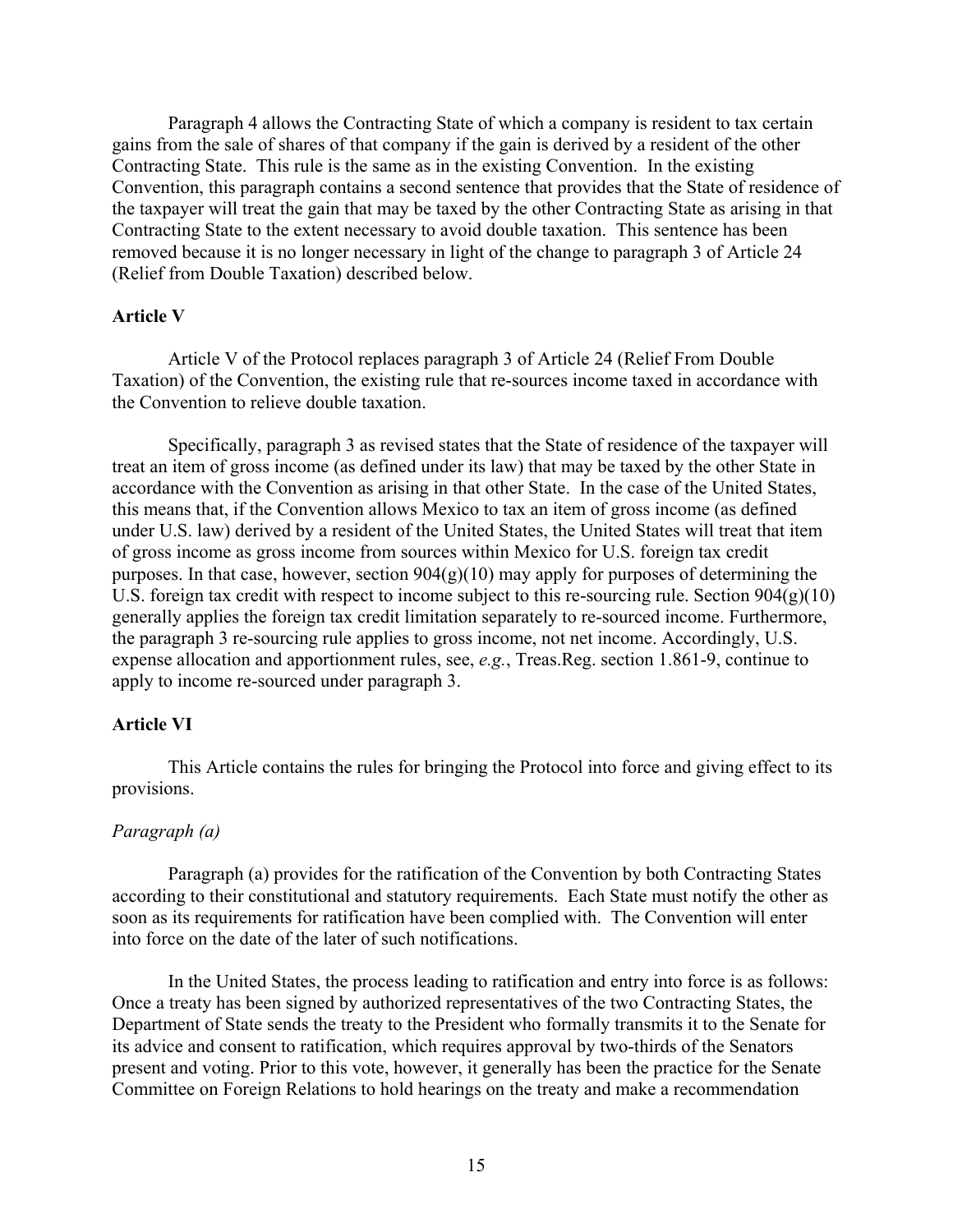Paragraph 4 allows the Contracting State of which a company is resident to tax certain gains from the sale of shares of that company if the gain is derived by a resident of the other Contracting State. This rule is the same as in the existing Convention. In the existing Convention, this paragraph contains a second sentence that provides that the State of residence of the taxpayer will treat the gain that may be taxed by the other Contracting State as arising in that Contracting State to the extent necessary to avoid double taxation. This sentence has been removed because it is no longer necessary in light of the change to paragraph 3 of Article 24 (Relief from Double Taxation) described below.

**Article V**

Article V of the Protocol replaces paragraph 3 of Article 24 (Relief From Double Taxation) of the Convention, the existing rule that re-sources income taxed in accordance with the Convention to relieve double taxation.

Specifically, paragraph 3 as revised states that the State of residence of the taxpayer will treat an item of gross income (as defined under its law) that may be taxed by the other State in accordance with the Convention as arising in that other State. In the case of the United States, this means that, if the Convention allows Mexico to tax an item of gross income (as defined under U.S. law) derived by a resident of the United States, the United States will treat that item of gross income as gross income from sources within Mexico for U.S. foreign tax credit purposes. In that case, however, section 904(g)(10) may apply for purposes of determining the U.S. foreign tax credit with respect to income subject to this re-sourcing rule. Section 904(g)(10) generally applies the foreign tax credit limitation separately to re-sourced income. Furthermore, the paragraph 3 re-sourcing rule applies to gross income, not net income. Accordingly, U.S. expense allocation and apportionment rules, see, *e.g.*, Treas.Reg. section 1.861-9, continue to apply to income re-sourced under paragraph 3.

**Article VI**

This Article contains the rules for bringing the Protocol into force and giving effect to its provisions.

*Paragraph (a)*

Paragraph (a) provides for the ratification of the Convention by both Contracting States according to their constitutional and statutory requirements. Each State must notify the other as soon as its requirements for ratification have been complied with. The Convention will enter into force on the date of the later of such notifications.

In the United States, the process leading to ratification and entry into force is as follows: Once a treaty has been signed by authorized representatives of the two Contracting States, the Department of State sends the treaty to the President who formally transmits it to the Senate for its advice and consent to ratification, which requires approval by two-thirds of the Senators present and voting. Prior to this vote, however, it generally has been the practice for the Senate Committee on Foreign Relations to hold hearings on the treaty and make a recommendation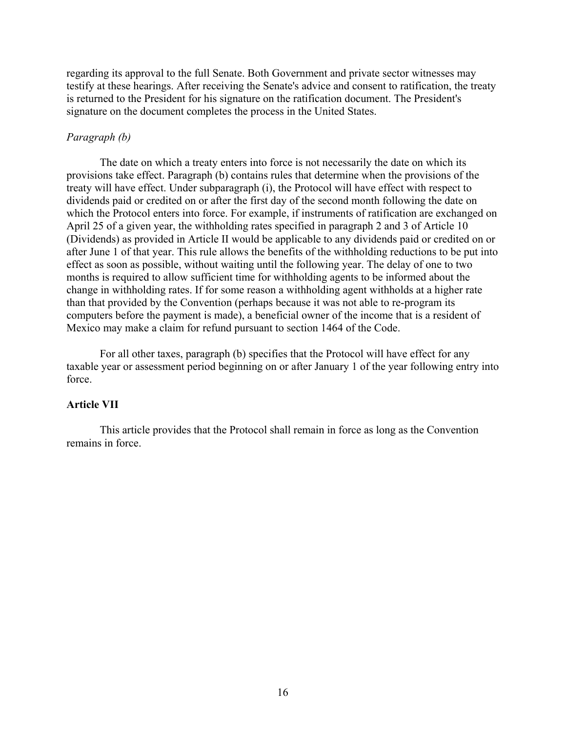regarding its approval to the full Senate. Both Government and private sector witnesses may testify at these hearings. After receiving the Senate's advice and consent to ratification, the treaty is returned to the President for his signature on the ratification document. The President's signature on the document completes the process in the United States.

*Paragraph (b)*

The date on which a treaty enters into force is not necessarily the date on which its provisions take effect. Paragraph (b) contains rules that determine when the provisions of the treaty will have effect. Under subparagraph (i), the Protocol will have effect with respect to dividends paid or credited on or after the first day of the second month following the date on which the Protocol enters into force. For example, if instruments of ratification are exchanged on April 25 of a given year, the withholding rates specified in paragraph 2 and 3 of Article 10 (Dividends) as provided in Article II would be applicable to any dividends paid or credited on or after June 1 of that year. This rule allows the benefits of the withholding reductions to be put into effect as soon as possible, without waiting until the following year. The delay of one to two months is required to allow sufficient time for withholding agents to be informed about the change in withholding rates. If for some reason a withholding agent withholds at a higher rate than that provided by the Convention (perhaps because it was not able to re-program its computers before the payment is made), a beneficial owner of the income that is a resident of Mexico may make a claim for refund pursuant to section 1464 of the Code.

For all other taxes, paragraph (b) specifies that the Protocol will have effect for any taxable year or assessment period beginning on or after January 1 of the year following entry into force.

**Article VII**

This article provides that the Protocol shall remain in force as long as the Convention remains in force.